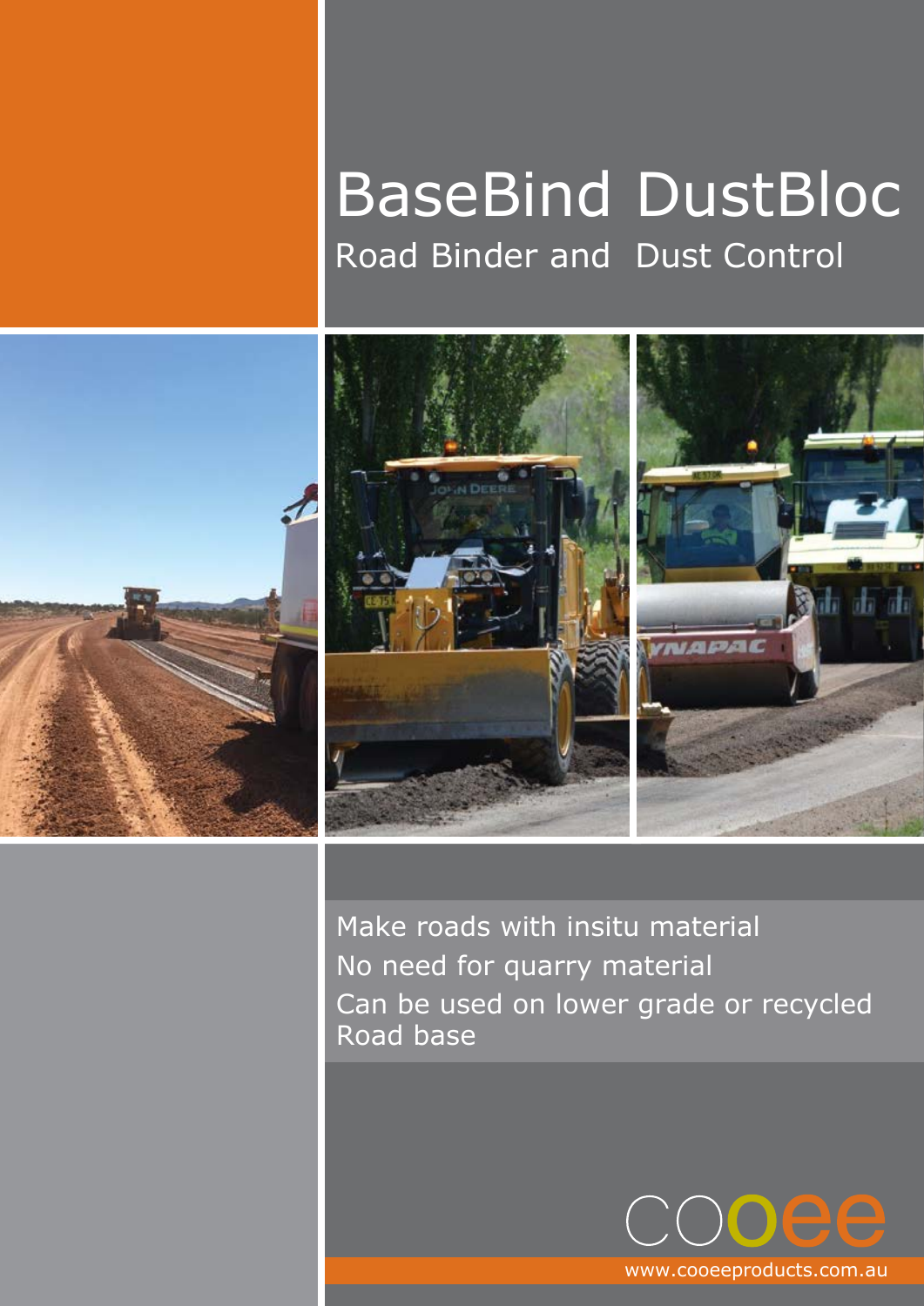# BaseBind DustBloc

## Road Binder and Dust Control

Make roads with insitu material

No need for quarry material

Can be used on lower grade or recycled Road base

cooee

www.cooeeproducts.com.au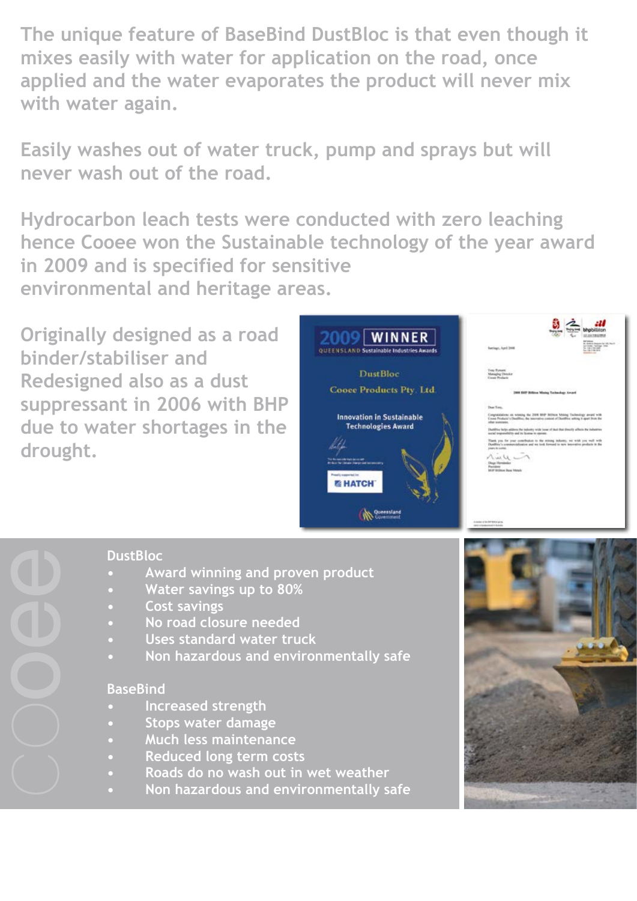The unique feature of BaseBind DustBloc is that even though it mixes easily with water for application on the road, once applied and the water evaporates the product will never mix with water again.

Easily washes out of water truck, pump and sprays but will never wash out of the road.

Hydrocarbon leach tests were conducted with zero leaching hence Cooee won the Sustainable technology of the year award in 2009 and is specified for sensitive environmental and heritage areas.

Originally designed as a road binder/stabiliser and Redesigned also as a dust suppressant in 2006 with BHP due to water shortages in the drought.

### DustBloc

- Award winning and proven product
- Water savings up to 80%
- Cost savings
- No road closure needed
- Uses standard water truck
- Non hazardous and environmentally safe

### BaseBind

- Increased strength
- Stops water damage
- Much less maintenance
- Reduced long term costs
- Roads do no wash out in wet weather
- Non hazardous and environmentally safe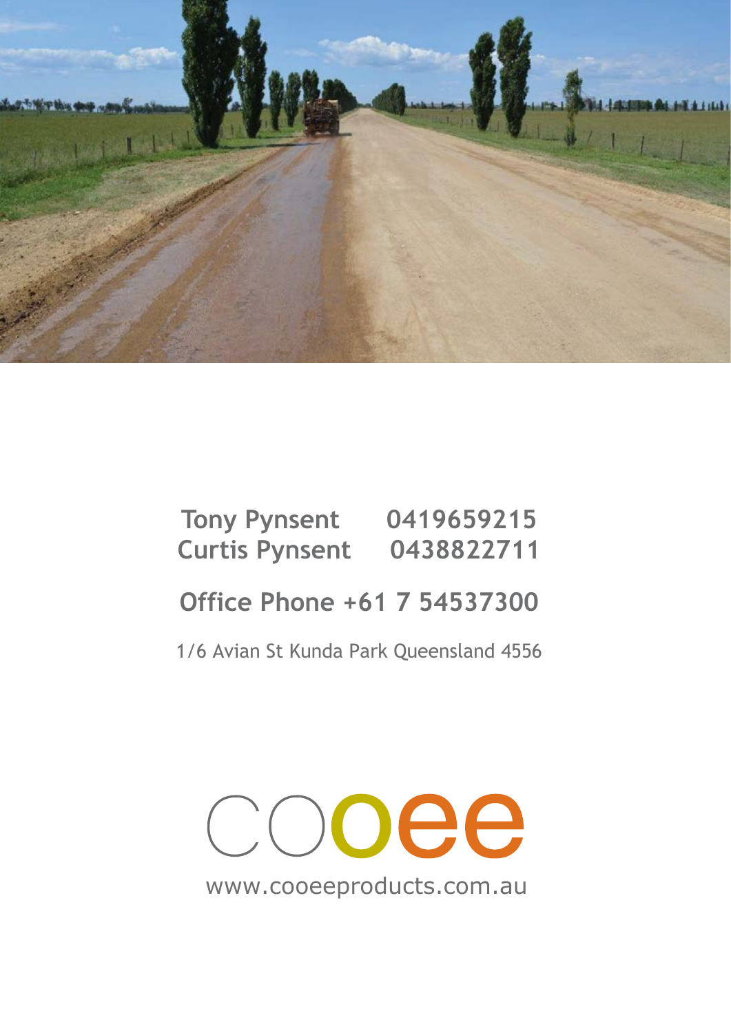**Tony Pynsent 0419659215**
**Curtis Pynsent 0438822711**

**Office Phone +61 7 54537300**

1/6 Avian St Kunda Park Queensland 4556

cooee

www.cooeeproducts.com.au